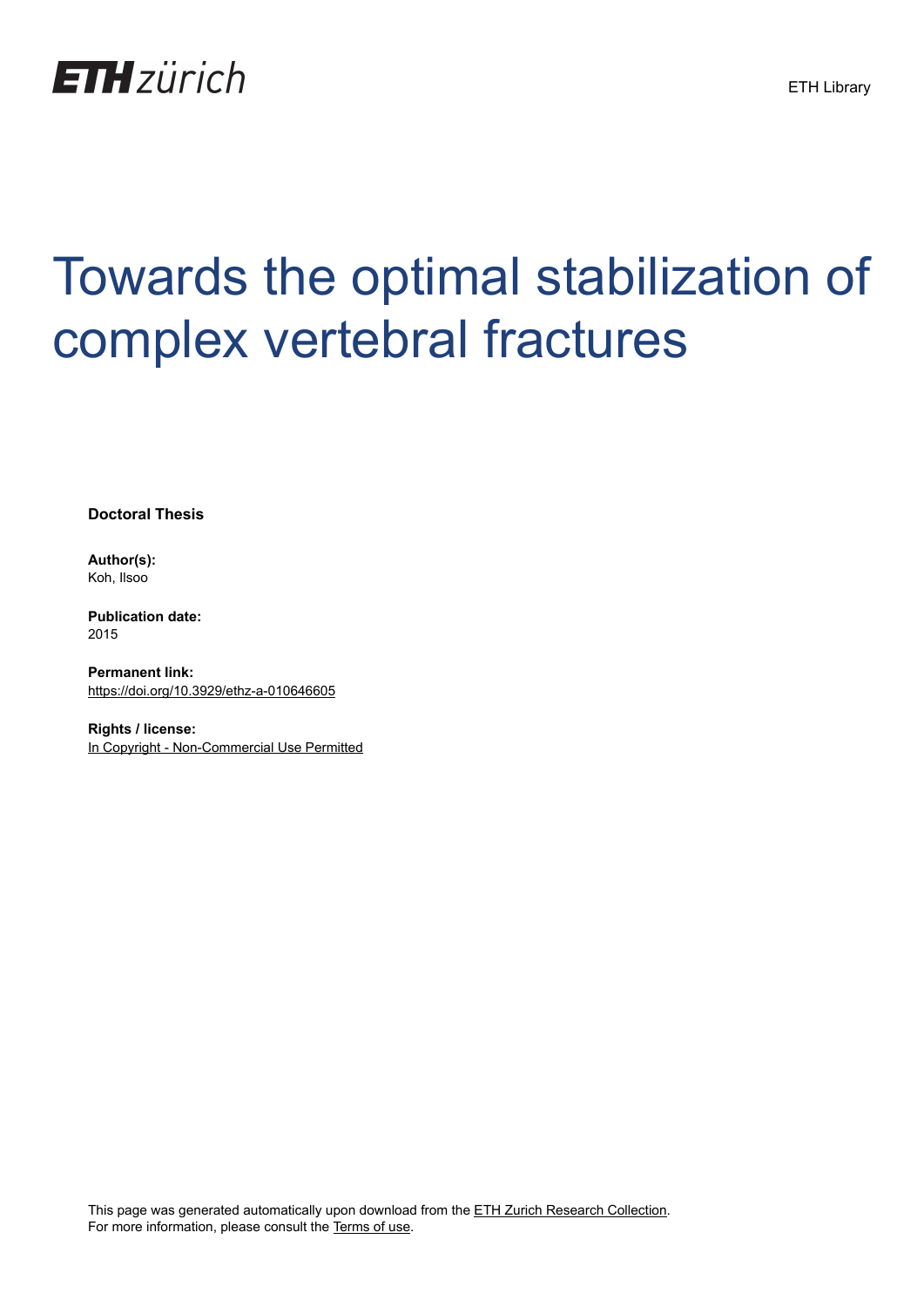ETH zürich

ETH Library

# Towards the optimal stabilization of complex vertebral fractures

**Doctoral Thesis**

**Author(s):**
Koh, Ilsoo

**Publication date:**
2015

**Permanent link:**
https://doi.org/10.3929/ethz-a-010646605

**Rights / license:**
In Copyright - Non-Commercial Use Permitted

This page was generated automatically upon download from the ETH Zurich Research Collection.
For more information, please consult the Terms of use.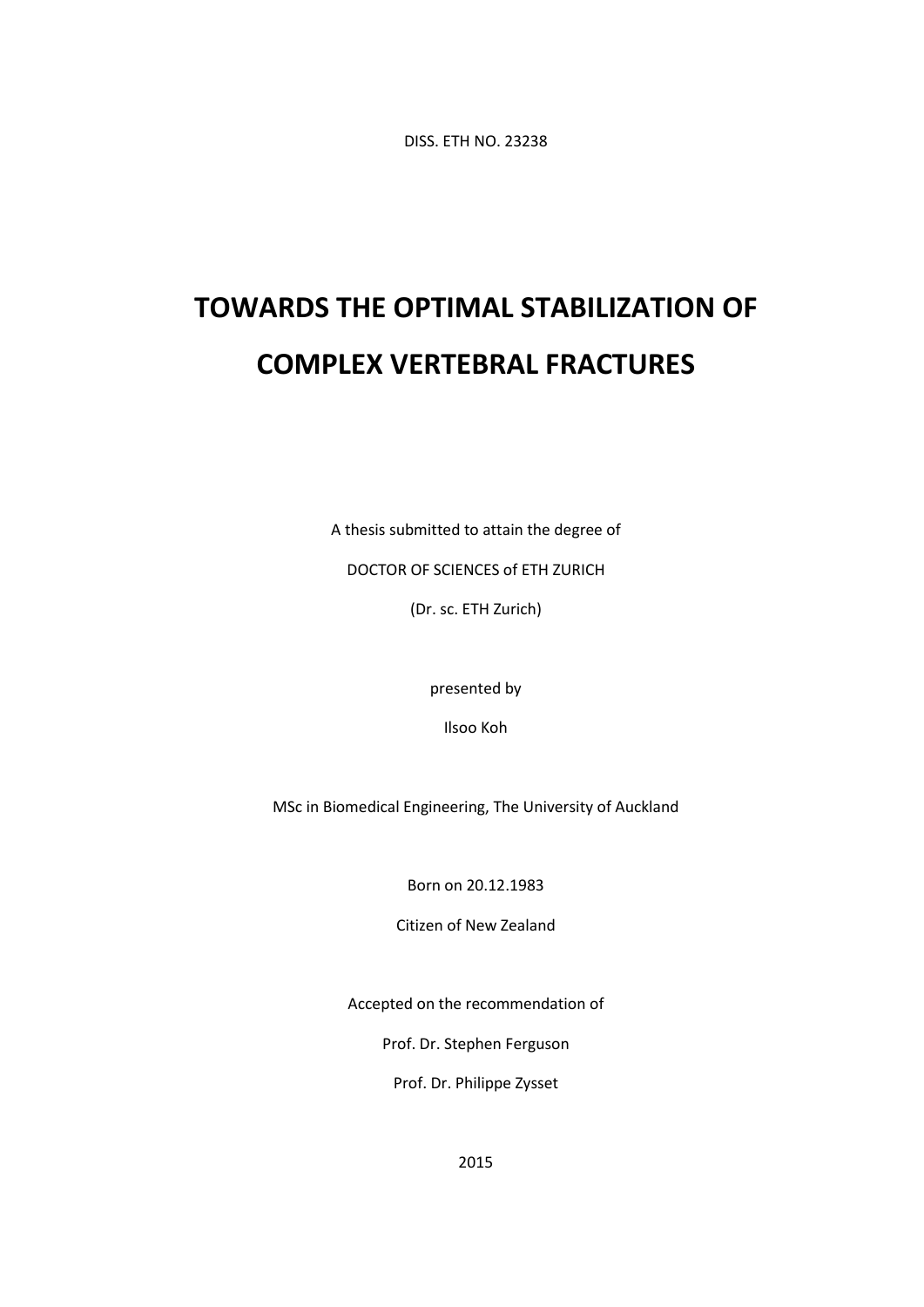DISS. ETH NO. 23238

# TOWARDS THE OPTIMAL STABILIZATION OF COMPLEX VERTEBRAL FRACTURES

A thesis submitted to attain the degree of

DOCTOR OF SCIENCES of ETH ZURICH

(Dr. sc. ETH Zurich)

presented by

Ilsoo Koh

MSc in Biomedical Engineering, The University of Auckland

Born on 20.12.1983

Citizen of New Zealand

Accepted on the recommendation of

Prof. Dr. Stephen Ferguson

Prof. Dr. Philippe Zysset

2015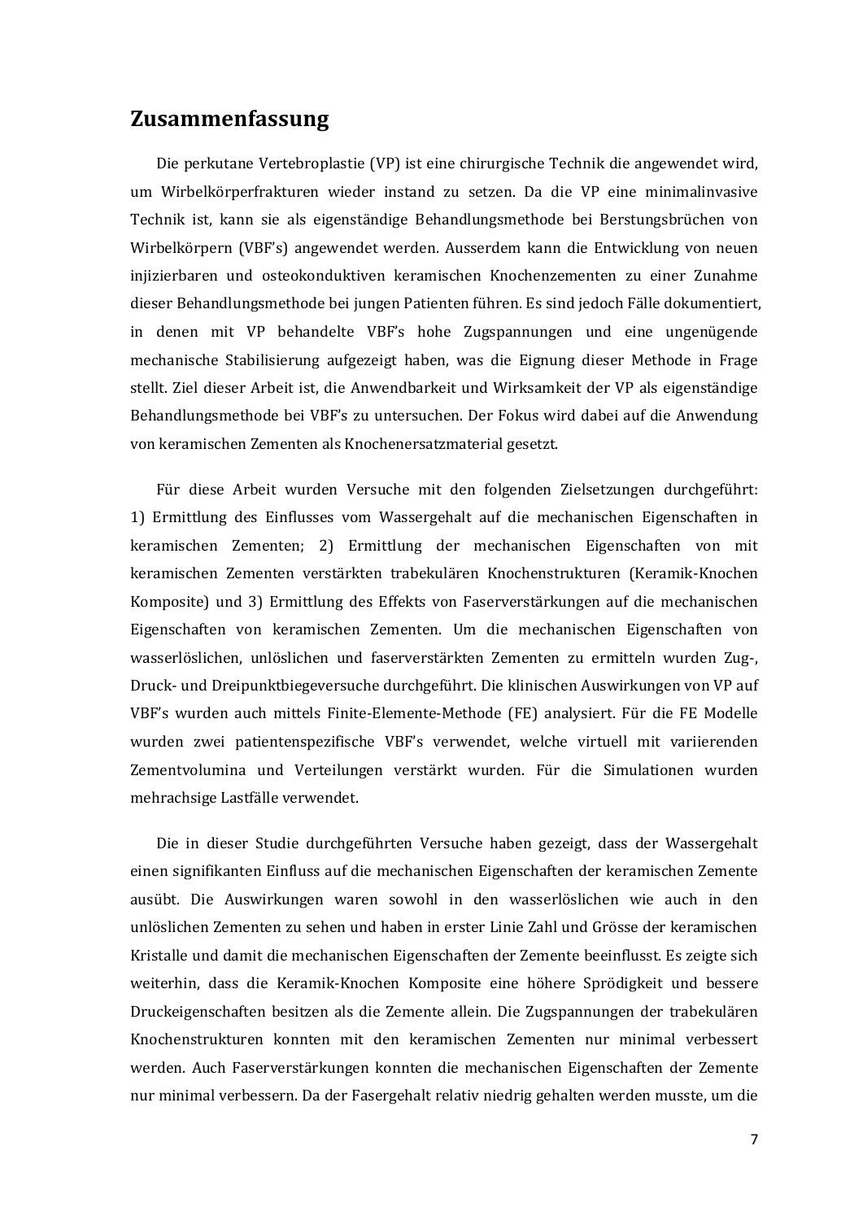## Zusammenfassung

Die perkutane Vertebroplastie (VP) ist eine chirurgische Technik die angewendet wird, um Wirbelkörperfrakturen wieder instand zu setzen. Da die VP eine minimalinvasive Technik ist, kann sie als eigenständige Behandlungsmethode bei Berstungsbrüchen von Wirbelkörpern (VBF's) angewendet werden. Ausserdem kann die Entwicklung von neuen injizierbaren und osteokonduktiven keramischen Knochenzementen zu einer Zunahme dieser Behandlungsmethode bei jungen Patienten führen. Es sind jedoch Fälle dokumentiert, in denen mit VP behandelte VBF's hohe Zugspannungen und eine ungenügende mechanische Stabilisierung aufgezeigt haben, was die Eignung dieser Methode in Frage stellt. Ziel dieser Arbeit ist, die Anwendbarkeit und Wirksamkeit der VP als eigenständige Behandlungsmethode bei VBF's zu untersuchen. Der Fokus wird dabei auf die Anwendung von keramischen Zementen als Knochenersatzmaterial gesetzt.

Für diese Arbeit wurden Versuche mit den folgenden Zielsetzungen durchgeführt: 1) Ermittlung des Einflusses vom Wassergehalt auf die mechanischen Eigenschaften in keramischen Zementen; 2) Ermittlung der mechanischen Eigenschaften von mit keramischen Zementen verstärkten trabekulären Knochenstrukturen (Keramik-Knochen Komposite) und 3) Ermittlung des Effekts von Faserverstärkungen auf die mechanischen Eigenschaften von keramischen Zementen. Um die mechanischen Eigenschaften von wasserlöslichen, unlöslichen und faserverstärkten Zementen zu ermitteln wurden Zug-, Druck- und Dreipunktbiegeversuche durchgeführt. Die klinischen Auswirkungen von VP auf VBF's wurden auch mittels Finite-Elemente-Methode (FE) analysiert. Für die FE Modelle wurden zwei patientenspezifische VBF's verwendet, welche virtuell mit variierenden Zementvolumina und Verteilungen verstärkt wurden. Für die Simulationen wurden mehrachsige Lastfälle verwendet.

Die in dieser Studie durchgeführten Versuche haben gezeigt, dass der Wassergehalt einen signifikanten Einfluss auf die mechanischen Eigenschaften der keramischen Zemente ausübt. Die Auswirkungen waren sowohl in den wasserlöslichen wie auch in den unlöslichen Zementen zu sehen und haben in erster Linie Zahl und Grösse der keramischen Kristalle und damit die mechanischen Eigenschaften der Zemente beeinflusst. Es zeigte sich weiterhin, dass die Keramik-Knochen Komposite eine höhere Sprödigkeit und bessere Druckeigenschaften besitzen als die Zemente allein. Die Zugspannungen der trabekulären Knochenstrukturen konnten mit den keramischen Zementen nur minimal verbessert werden. Auch Faserverstärkungen konnten die mechanischen Eigenschaften der Zemente nur minimal verbessern. Da der Fasergehalt relativ niedrig gehalten werden musste, um die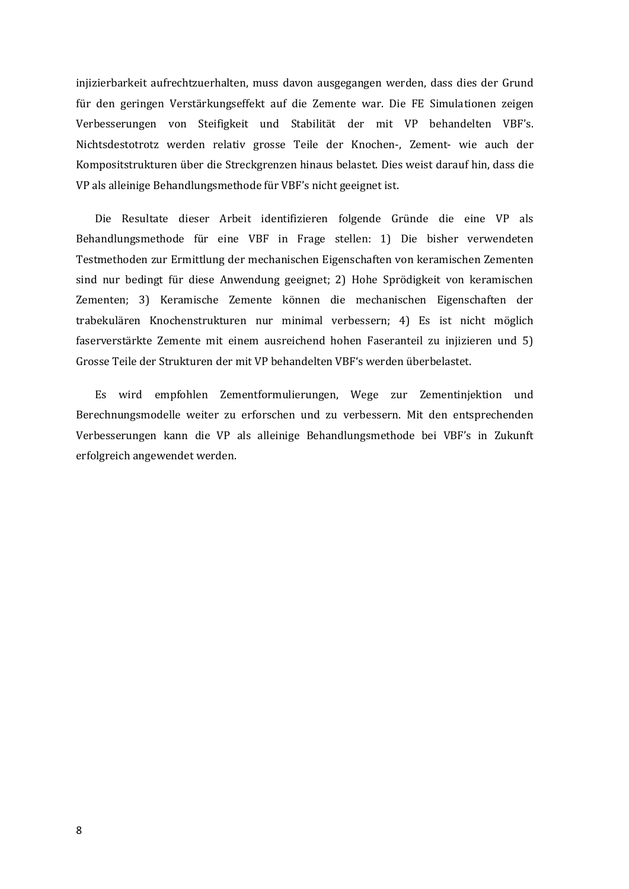injizierbarkeit aufrechtzuerhalten, muss davon ausgegangen werden, dass dies der Grund für den geringen Verstärkungseffekt auf die Zemente war. Die FE Simulationen zeigen Verbesserungen von Steifigkeit und Stabilität der mit VP behandelten VBF's. Nichtsdestotrotz werden relativ grosse Teile der Knochen-, Zement- wie auch der Kompositstrukturen über die Streckgrenzen hinaus belastet. Dies weist darauf hin, dass die VP als alleinige Behandlungsmethode für VBF's nicht geeignet ist.

Die Resultate dieser Arbeit identifizieren folgende Gründe die eine VP als Behandlungsmethode für eine VBF in Frage stellen: 1) Die bisher verwendeten Testmethoden zur Ermittlung der mechanischen Eigenschaften von keramischen Zementen sind nur bedingt für diese Anwendung geeignet; 2) Hohe Sprödigkeit von keramischen Zementen; 3) Keramische Zemente können die mechanischen Eigenschaften der trabekulären Knochenstrukturen nur minimal verbessern; 4) Es ist nicht möglich faserverstärkte Zemente mit einem ausreichend hohen Faseranteil zu injizieren und 5) Grosse Teile der Strukturen der mit VP behandelten VBF's werden überbelastet.

Es wird empfohlen Zementformulierungen, Wege zur Zementinjektion und Berechnungsmodelle weiter zu erforschen und zu verbessern. Mit den entsprechenden Verbesserungen kann die VP als alleinige Behandlungsmethode bei VBF's in Zukunft erfolgreich angewendet werden.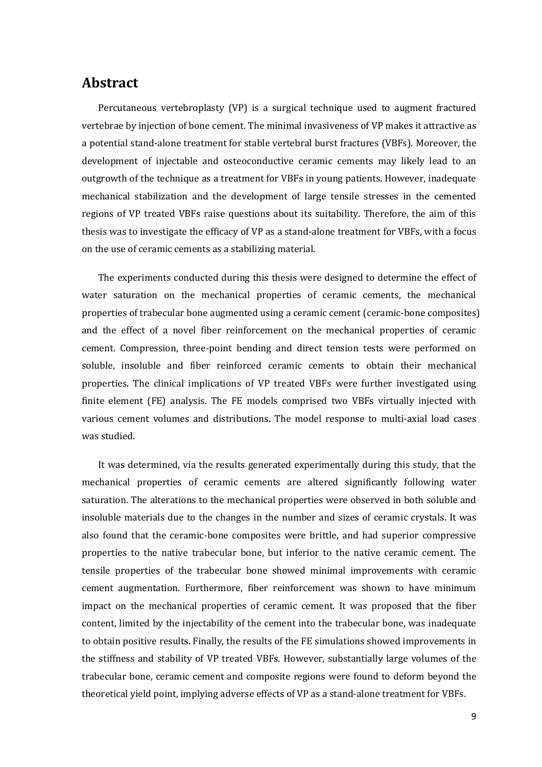# Abstract

Percutaneous vertebroplasty (VP) is a surgical technique used to augment fractured vertebrae by injection of bone cement. The minimal invasiveness of VP makes it attractive as a potential stand-alone treatment for stable vertebral burst fractures (VBFs). Moreover, the development of injectable and osteoconductive ceramic cements may likely lead to an outgrowth of the technique as a treatment for VBFs in young patients. However, inadequate mechanical stabilization and the development of large tensile stresses in the cemented regions of VP treated VBFs raise questions about its suitability. Therefore, the aim of this thesis was to investigate the efficacy of VP as a stand-alone treatment for VBFs, with a focus on the use of ceramic cements as a stabilizing material.

The experiments conducted during this thesis were designed to determine the effect of water saturation on the mechanical properties of ceramic cements, the mechanical properties of trabecular bone augmented using a ceramic cement (ceramic-bone composites) and the effect of a novel fiber reinforcement on the mechanical properties of ceramic cement. Compression, three-point bending and direct tension tests were performed on soluble, insoluble and fiber reinforced ceramic cements to obtain their mechanical properties. The clinical implications of VP treated VBFs were further investigated using finite element (FE) analysis. The FE models comprised two VBFs virtually injected with various cement volumes and distributions. The model response to multi-axial load cases was studied.

It was determined, via the results generated experimentally during this study, that the mechanical properties of ceramic cements are altered significantly following water saturation. The alterations to the mechanical properties were observed in both soluble and insoluble materials due to the changes in the number and sizes of ceramic crystals. It was also found that the ceramic-bone composites were brittle, and had superior compressive properties to the native trabecular bone, but inferior to the native ceramic cement. The tensile properties of the trabecular bone showed minimal improvements with ceramic cement augmentation. Furthermore, fiber reinforcement was shown to have minimum impact on the mechanical properties of ceramic cement. It was proposed that the fiber content, limited by the injectability of the cement into the trabecular bone, was inadequate to obtain positive results. Finally, the results of the FE simulations showed improvements in the stiffness and stability of VP treated VBFs. However, substantially large volumes of the trabecular bone, ceramic cement and composite regions were found to deform beyond the theoretical yield point, implying adverse effects of VP as a stand-alone treatment for VBFs.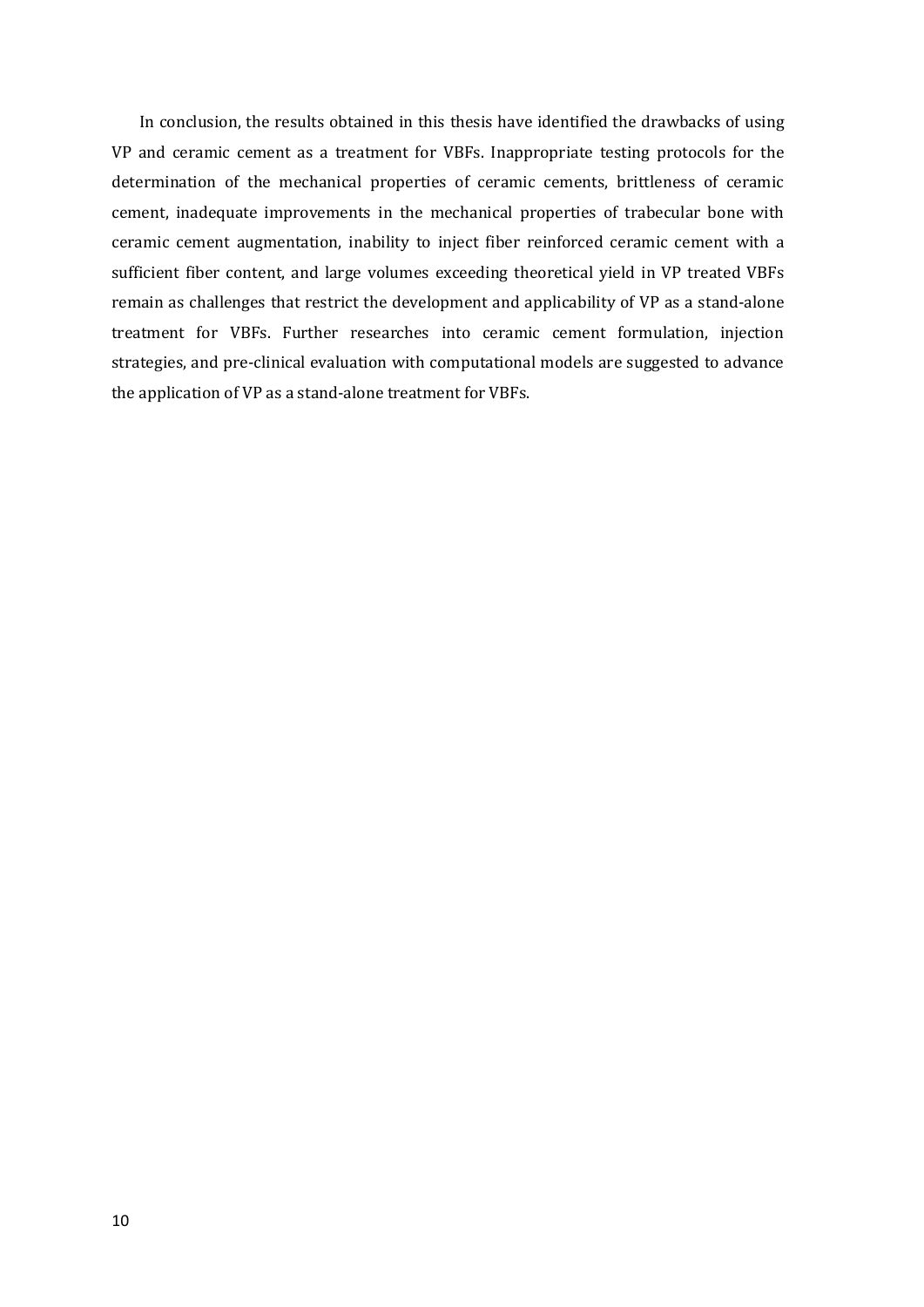In conclusion, the results obtained in this thesis have identified the drawbacks of using VP and ceramic cement as a treatment for VBFs. Inappropriate testing protocols for the determination of the mechanical properties of ceramic cements, brittleness of ceramic cement, inadequate improvements in the mechanical properties of trabecular bone with ceramic cement augmentation, inability to inject fiber reinforced ceramic cement with a sufficient fiber content, and large volumes exceeding theoretical yield in VP treated VBFs remain as challenges that restrict the development and applicability of VP as a stand-alone treatment for VBFs. Further researches into ceramic cement formulation, injection strategies, and pre-clinical evaluation with computational models are suggested to advance the application of VP as a stand-alone treatment for VBFs.